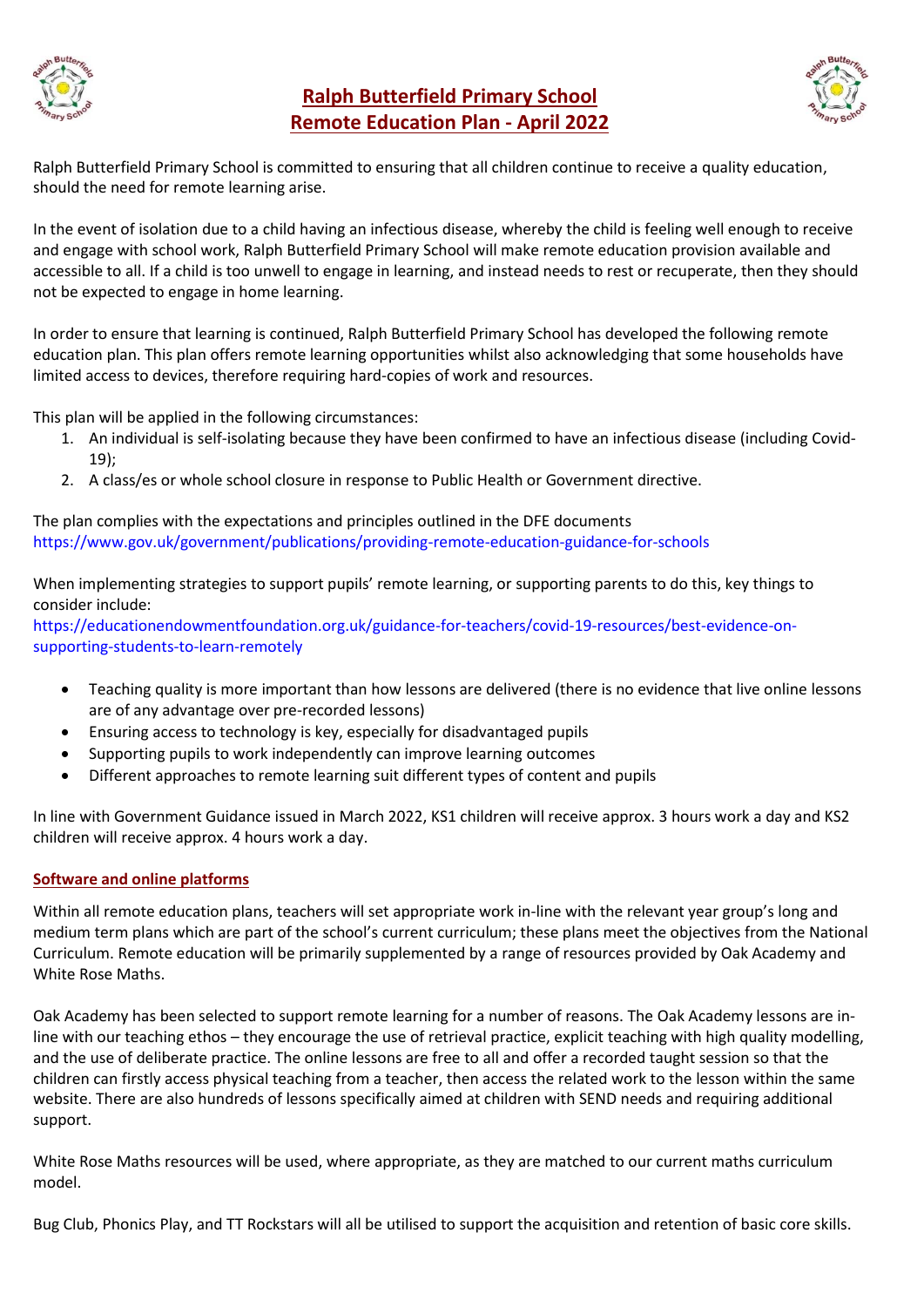# Ralph Butterfield Primary School
# Remote Education Plan - April 2022

Ralph Butterfield Primary School is committed to ensuring that all children continue to receive a quality education, should the need for remote learning arise.

In the event of isolation due to a child having an infectious disease, whereby the child is feeling well enough to receive and engage with school work, Ralph Butterfield Primary School will make remote education provision available and accessible to all. If a child is too unwell to engage in learning, and instead needs to rest or recuperate, then they should not be expected to engage in home learning.

In order to ensure that learning is continued, Ralph Butterfield Primary School has developed the following remote education plan. This plan offers remote learning opportunities whilst also acknowledging that some households have limited access to devices, therefore requiring hard-copies of work and resources.

This plan will be applied in the following circumstances:

1. An individual is self-isolating because they have been confirmed to have an infectious disease (including Covid-19);
2. A class/es or whole school closure in response to Public Health or Government directive.

The plan complies with the expectations and principles outlined in the DFE documents
https://www.gov.uk/government/publications/providing-remote-education-guidance-for-schools

When implementing strategies to support pupils' remote learning, or supporting parents to do this, key things to consider include:
https://educationendowmentfoundation.org.uk/guidance-for-teachers/covid-19-resources/best-evidence-on-supporting-students-to-learn-remotely

- Teaching quality is more important than how lessons are delivered (there is no evidence that live online lessons are of any advantage over pre-recorded lessons)
- Ensuring access to technology is key, especially for disadvantaged pupils
- Supporting pupils to work independently can improve learning outcomes
- Different approaches to remote learning suit different types of content and pupils

In line with Government Guidance issued in March 2022, KS1 children will receive approx. 3 hours work a day and KS2 children will receive approx. 4 hours work a day.

## Software and online platforms

Within all remote education plans, teachers will set appropriate work in-line with the relevant year group's long and medium term plans which are part of the school's current curriculum; these plans meet the objectives from the National Curriculum. Remote education will be primarily supplemented by a range of resources provided by Oak Academy and White Rose Maths.

Oak Academy has been selected to support remote learning for a number of reasons. The Oak Academy lessons are in-line with our teaching ethos – they encourage the use of retrieval practice, explicit teaching with high quality modelling, and the use of deliberate practice. The online lessons are free to all and offer a recorded taught session so that the children can firstly access physical teaching from a teacher, then access the related work to the lesson within the same website. There are also hundreds of lessons specifically aimed at children with SEND needs and requiring additional support.

White Rose Maths resources will be used, where appropriate, as they are matched to our current maths curriculum model.

Bug Club, Phonics Play, and TT Rockstars will all be utilised to support the acquisition and retention of basic core skills.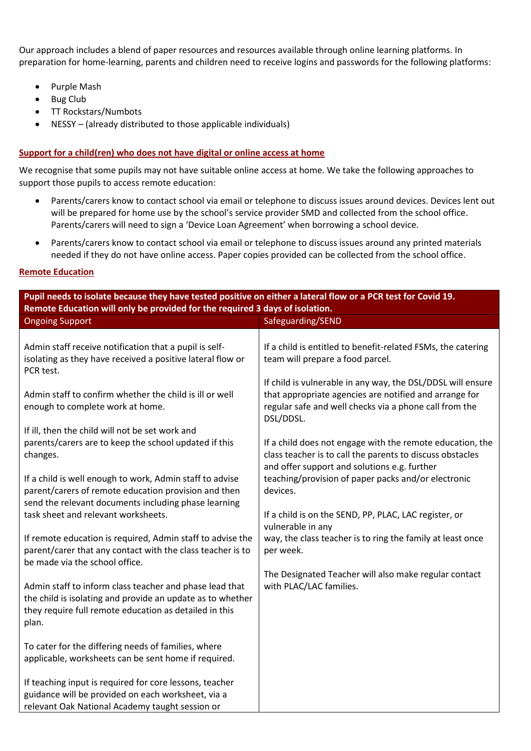Our approach includes a blend of paper resources and resources available through online learning platforms. In preparation for home-learning, parents and children need to receive logins and passwords for the following platforms:

- Purple Mash
- Bug Club
- TT Rockstars/Numbots
- NESSY – (already distributed to those applicable individuals)

**Support for a child(ren) who does not have digital or online access at home**

We recognise that some pupils may not have suitable online access at home. We take the following approaches to support those pupils to access remote education:

- Parents/carers know to contact school via email or telephone to discuss issues around devices. Devices lent out will be prepared for home use by the school's service provider SMD and collected from the school office. Parents/carers will need to sign a 'Device Loan Agreement' when borrowing a school device.
- Parents/carers know to contact school via email or telephone to discuss issues around any printed materials needed if they do not have online access. Paper copies provided can be collected from the school office.

**Remote Education**

| **Pupil needs to isolate because they have tested positive on either a lateral flow or a PCR test for Covid 19. Remote Education will only be provided for the required 3 days of isolation.** | |
|---|---|
| Ongoing Support | Safeguarding/SEND |
| Admin staff receive notification that a pupil is self-isolating as they have received a positive lateral flow or PCR test.<br><br>Admin staff to confirm whether the child is ill or well enough to complete work at home.<br><br>If ill, then the child will not be set work and parents/carers are to keep the school updated if this changes.<br><br>If a child is well enough to work, Admin staff to advise parent/carers of remote education provision and then send the relevant documents including phase learning task sheet and relevant worksheets.<br><br>If remote education is required, Admin staff to advise the parent/carer that any contact with the class teacher is to be made via the school office.<br><br>Admin staff to inform class teacher and phase lead that the child is isolating and provide an update as to whether they require full remote education as detailed in this plan.<br><br>To cater for the differing needs of families, where applicable, worksheets can be sent home if required.<br><br>If teaching input is required for core lessons, teacher guidance will be provided on each worksheet, via a relevant Oak National Academy taught session or | If a child is entitled to benefit-related FSMs, the catering team will prepare a food parcel.<br><br>If child is vulnerable in any way, the DSL/DDSL will ensure that appropriate agencies are notified and arrange for regular safe and well checks via a phone call from the DSL/DDSL.<br><br>If a child does not engage with the remote education, the class teacher is to call the parents to discuss obstacles and offer support and solutions e.g. further teaching/provision of paper packs and/or electronic devices.<br><br>If a child is on the SEND, PP, PLAC, LAC register, or vulnerable in any way, the class teacher is to ring the family at least once per week.<br><br>The Designated Teacher will also make regular contact with PLAC/LAC families. |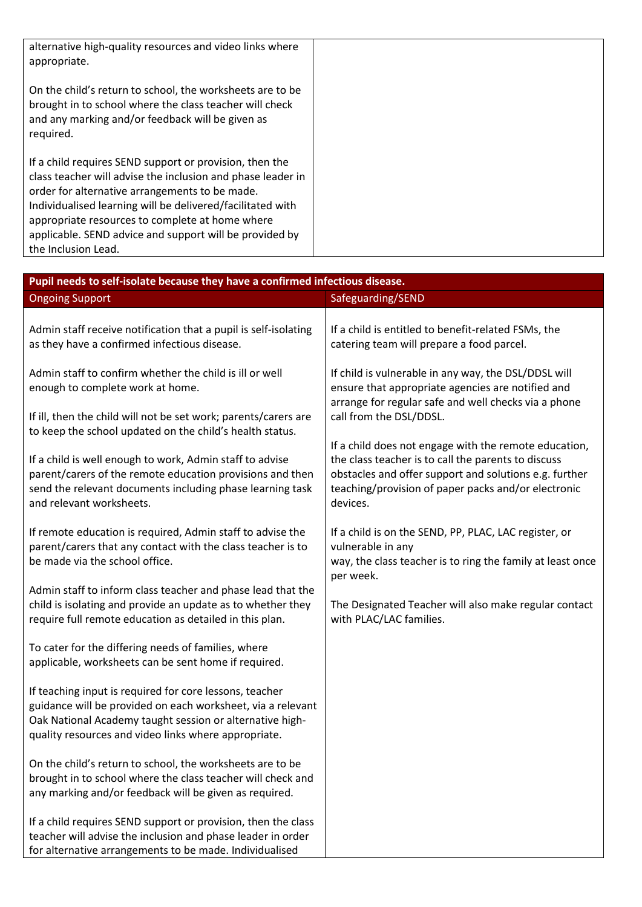| | |
|---|---|
| alternative high-quality resources and video links where appropriate.<br><br>On the child's return to school, the worksheets are to be brought in to school where the class teacher will check and any marking and/or feedback will be given as required.<br><br>If a child requires SEND support or provision, then the class teacher will advise the inclusion and phase leader in order for alternative arrangements to be made. Individualised learning will be delivered/facilitated with appropriate resources to complete at home where applicable. SEND advice and support will be provided by the Inclusion Lead. | |

| Pupil needs to self-isolate because they have a confirmed infectious disease. | |
|---|---|
| Ongoing Support | Safeguarding/SEND |
| Admin staff receive notification that a pupil is self-isolating as they have a confirmed infectious disease.<br><br>Admin staff to confirm whether the child is ill or well enough to complete work at home.<br><br>If ill, then the child will not be set work; parents/carers are to keep the school updated on the child's health status.<br><br>If a child is well enough to work, Admin staff to advise parent/carers of the remote education provisions and then send the relevant documents including phase learning task and relevant worksheets.<br><br>If remote education is required, Admin staff to advise the parent/carers that any contact with the class teacher is to be made via the school office.<br><br>Admin staff to inform class teacher and phase lead that the child is isolating and provide an update as to whether they require full remote education as detailed in this plan.<br><br>To cater for the differing needs of families, where applicable, worksheets can be sent home if required.<br><br>If teaching input is required for core lessons, teacher guidance will be provided on each worksheet, via a relevant Oak National Academy taught session or alternative high-quality resources and video links where appropriate.<br><br>On the child's return to school, the worksheets are to be brought in to school where the class teacher will check and any marking and/or feedback will be given as required.<br><br>If a child requires SEND support or provision, then the class teacher will advise the inclusion and phase leader in order for alternative arrangements to be made. Individualised | If a child is entitled to benefit-related FSMs, the catering team will prepare a food parcel.<br><br>If child is vulnerable in any way, the DSL/DDSL will ensure that appropriate agencies are notified and arrange for regular safe and well checks via a phone call from the DSL/DDSL.<br><br>If a child does not engage with the remote education, the class teacher is to call the parents to discuss obstacles and offer support and solutions e.g. further teaching/provision of paper packs and/or electronic devices.<br><br>If a child is on the SEND, PP, PLAC, LAC register, or vulnerable in any way, the class teacher is to ring the family at least once per week.<br><br>The Designated Teacher will also make regular contact with PLAC/LAC families. |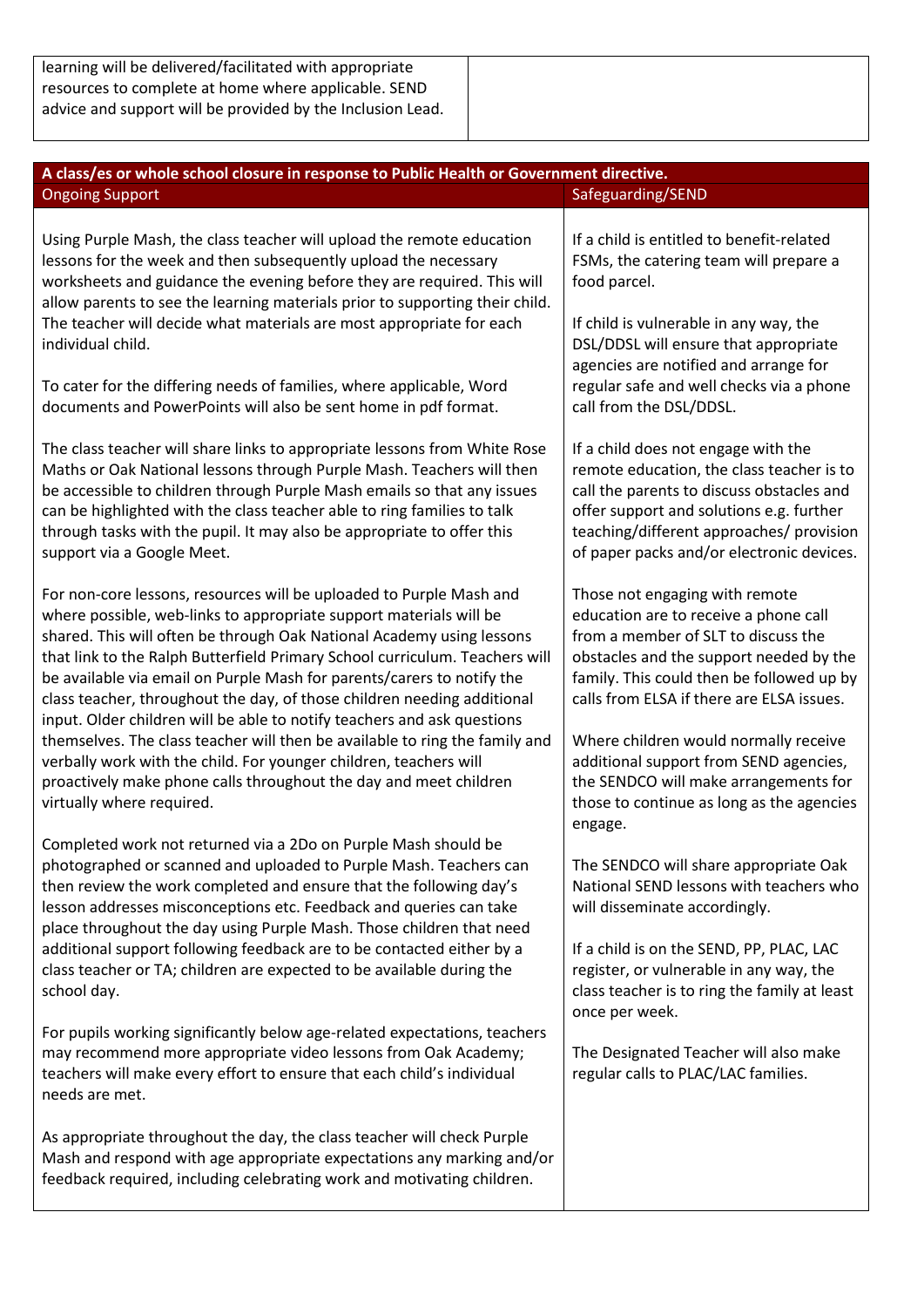| learning will be delivered/facilitated with appropriate resources to complete at home where applicable. SEND advice and support will be provided by the Inclusion Lead. | |
|---|---|

| A class/es or whole school closure in response to Public Health or Government directive. | |
|---|---|
| **Ongoing Support** | **Safeguarding/SEND** |
| Using Purple Mash, the class teacher will upload the remote education lessons for the week and then subsequently upload the necessary worksheets and guidance the evening before they are required. This will allow parents to see the learning materials prior to supporting their child. The teacher will decide what materials are most appropriate for each individual child.<br><br>To cater for the differing needs of families, where applicable, Word documents and PowerPoints will also be sent home in pdf format.<br><br>The class teacher will share links to appropriate lessons from White Rose Maths or Oak National lessons through Purple Mash. Teachers will then be accessible to children through Purple Mash emails so that any issues can be highlighted with the class teacher able to ring families to talk through tasks with the pupil. It may also be appropriate to offer this support via a Google Meet.<br><br>For non-core lessons, resources will be uploaded to Purple Mash and where possible, web-links to appropriate support materials will be shared. This will often be through Oak National Academy using lessons that link to the Ralph Butterfield Primary School curriculum. Teachers will be available via email on Purple Mash for parents/carers to notify the class teacher, throughout the day, of those children needing additional input. Older children will be able to notify teachers and ask questions themselves. The class teacher will then be available to ring the family and verbally work with the child. For younger children, teachers will proactively make phone calls throughout the day and meet children virtually where required.<br><br>Completed work not returned via a 2Do on Purple Mash should be photographed or scanned and uploaded to Purple Mash. Teachers can then review the work completed and ensure that the following day's lesson addresses misconceptions etc. Feedback and queries can take place throughout the day using Purple Mash. Those children that need additional support following feedback are to be contacted either by a class teacher or TA; children are expected to be available during the school day.<br><br>For pupils working significantly below age-related expectations, teachers may recommend more appropriate video lessons from Oak Academy; teachers will make every effort to ensure that each child's individual needs are met.<br><br>As appropriate throughout the day, the class teacher will check Purple Mash and respond with age appropriate expectations any marking and/or feedback required, including celebrating work and motivating children. | If a child is entitled to benefit-related FSMs, the catering team will prepare a food parcel.<br><br>If child is vulnerable in any way, the DSL/DDSL will ensure that appropriate agencies are notified and arrange for regular safe and well checks via a phone call from the DSL/DDSL.<br><br>If a child does not engage with the remote education, the class teacher is to call the parents to discuss obstacles and offer support and solutions e.g. further teaching/different approaches/ provision of paper packs and/or electronic devices.<br><br>Those not engaging with remote education are to receive a phone call from a member of SLT to discuss the obstacles and the support needed by the family. This could then be followed up by calls from ELSA if there are ELSA issues.<br><br>Where children would normally receive additional support from SEND agencies, the SENDCO will make arrangements for those to continue as long as the agencies engage.<br><br>The SENDCO will share appropriate Oak National SEND lessons with teachers who will disseminate accordingly.<br><br>If a child is on the SEND, PP, PLAC, LAC register, or vulnerable in any way, the class teacher is to ring the family at least once per week.<br><br>The Designated Teacher will also make regular calls to PLAC/LAC families. |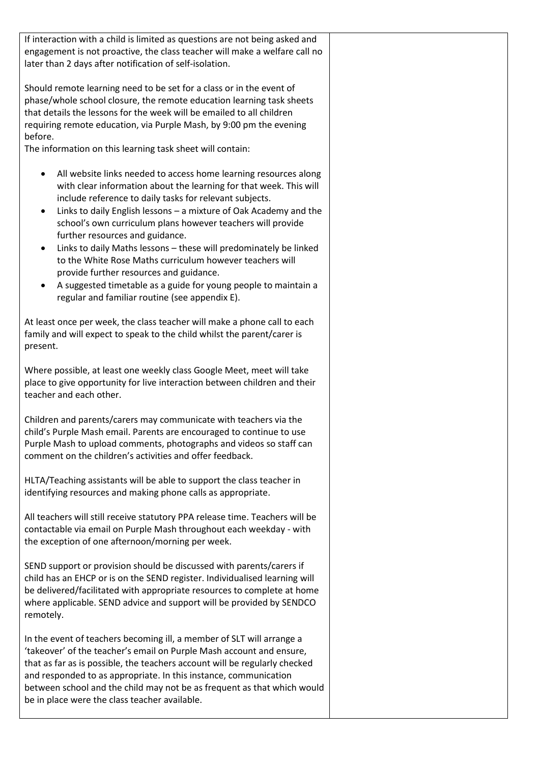| | |
|---|---|
| If interaction with a child is limited as questions are not being asked and engagement is not proactive, the class teacher will make a welfare call no later than 2 days after notification of self-isolation.<br><br>Should remote learning need to be set for a class or in the event of phase/whole school closure, the remote education learning task sheets that details the lessons for the week will be emailed to all children requiring remote education, via Purple Mash, by 9:00 pm the evening before.<br>The information on this learning task sheet will contain:<br><br>• All website links needed to access home learning resources along with clear information about the learning for that week. This will include reference to daily tasks for relevant subjects.<br>• Links to daily English lessons – a mixture of Oak Academy and the school's own curriculum plans however teachers will provide further resources and guidance.<br>• Links to daily Maths lessons – these will predominately be linked to the White Rose Maths curriculum however teachers will provide further resources and guidance.<br>• A suggested timetable as a guide for young people to maintain a regular and familiar routine (see appendix E).<br><br>At least once per week, the class teacher will make a phone call to each family and will expect to speak to the child whilst the parent/carer is present.<br><br>Where possible, at least one weekly class Google Meet, meet will take place to give opportunity for live interaction between children and their teacher and each other.<br><br>Children and parents/carers may communicate with teachers via the child's Purple Mash email. Parents are encouraged to continue to use Purple Mash to upload comments, photographs and videos so staff can comment on the children's activities and offer feedback.<br><br>HLTA/Teaching assistants will be able to support the class teacher in identifying resources and making phone calls as appropriate.<br><br>All teachers will still receive statutory PPA release time. Teachers will be contactable via email on Purple Mash throughout each weekday - with the exception of one afternoon/morning per week.<br><br>SEND support or provision should be discussed with parents/carers if child has an EHCP or is on the SEND register. Individualised learning will be delivered/facilitated with appropriate resources to complete at home where applicable. SEND advice and support will be provided by SENDCO remotely.<br><br>In the event of teachers becoming ill, a member of SLT will arrange a 'takeover' of the teacher's email on Purple Mash account and ensure, that as far as is possible, the teachers account will be regularly checked and responded to as appropriate. In this instance, communication between school and the child may not be as frequent as that which would be in place were the class teacher available. | |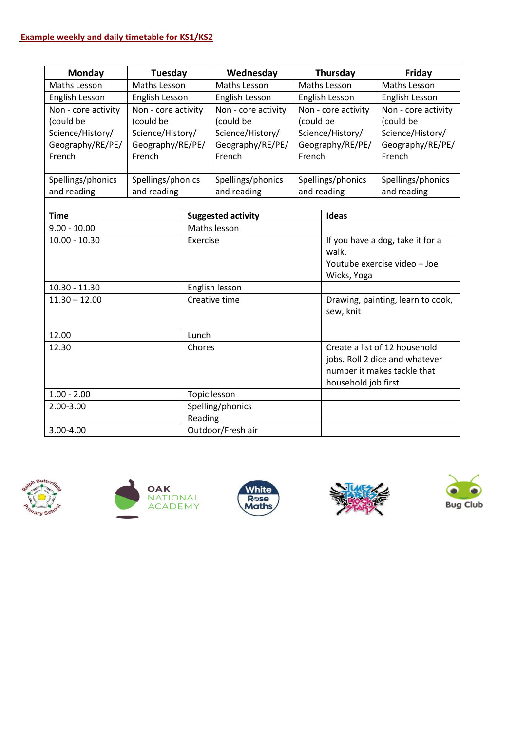**Example weekly and daily timetable for KS1/KS2**

| Monday | Tuesday | Wednesday | Thursday | Friday |
|---|---|---|---|---|
| Maths Lesson | Maths Lesson | Maths Lesson | Maths Lesson | Maths Lesson |
| English Lesson | English Lesson | English Lesson | English Lesson | English Lesson |
| Non - core activity (could be Science/History/ Geography/RE/PE/ French | Non - core activity (could be Science/History/ Geography/RE/PE/ French | Non - core activity (could be Science/History/ Geography/RE/PE/ French | Non - core activity (could be Science/History/ Geography/RE/PE/ French | Non - core activity (could be Science/History/ Geography/RE/PE/ French |
| Spellings/phonics and reading | Spellings/phonics and reading | Spellings/phonics and reading | Spellings/phonics and reading | Spellings/phonics and reading |

| Time | Suggested activity | Ideas |
|---|---|---|
| 9.00 - 10.00 | Maths lesson | |
| 10.00 - 10.30 | Exercise | If you have a dog, take it for a walk. Youtube exercise video – Joe Wicks, Yoga |
| 10.30 - 11.30 | English lesson | |
| 11.30 – 12.00 | Creative time | Drawing, painting, learn to cook, sew, knit |
| 12.00 | Lunch | |
| 12.30 | Chores | Create a list of 12 household jobs. Roll 2 dice and whatever number it makes tackle that household job first |
| 1.00 - 2.00 | Topic lesson | |
| 2.00-3.00 | Spelling/phonics Reading | |
| 3.00-4.00 | Outdoor/Fresh air | |